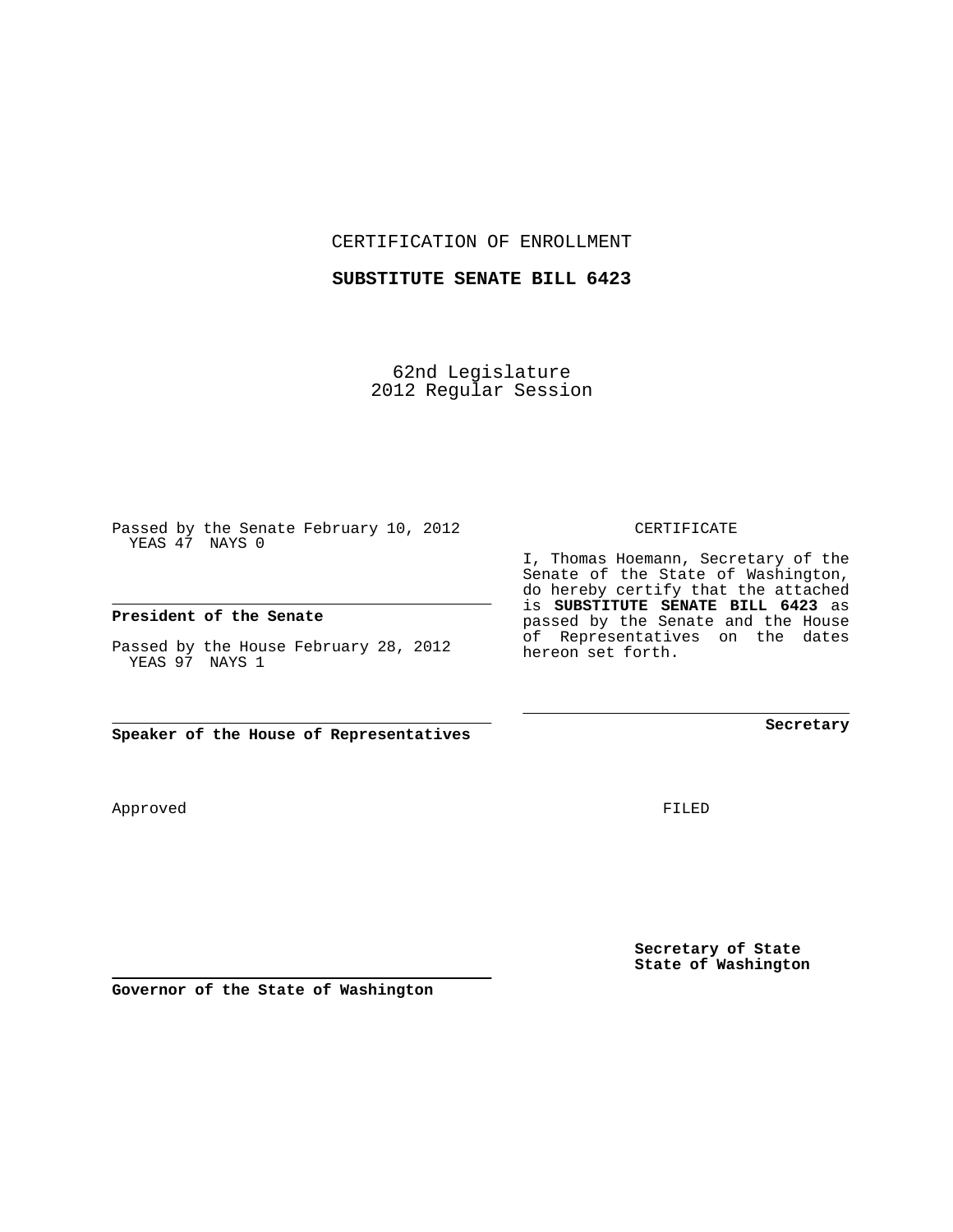CERTIFICATION OF ENROLLMENT

**SUBSTITUTE SENATE BILL 6423**

62nd Legislature
2012 Regular Session

Passed by the Senate February 10, 2012
YEAS 47 NAYS 0

**President of the Senate**

Passed by the House February 28, 2012
YEAS 97 NAYS 1

**Speaker of the House of Representatives**

CERTIFICATE

I, Thomas Hoemann, Secretary of the Senate of the State of Washington, do hereby certify that the attached is **SUBSTITUTE SENATE BILL 6423** as passed by the Senate and the House of Representatives on the dates hereon set forth.

**Secretary**

Approved

FILED

**Governor of the State of Washington**

**Secretary of State**
**State of Washington**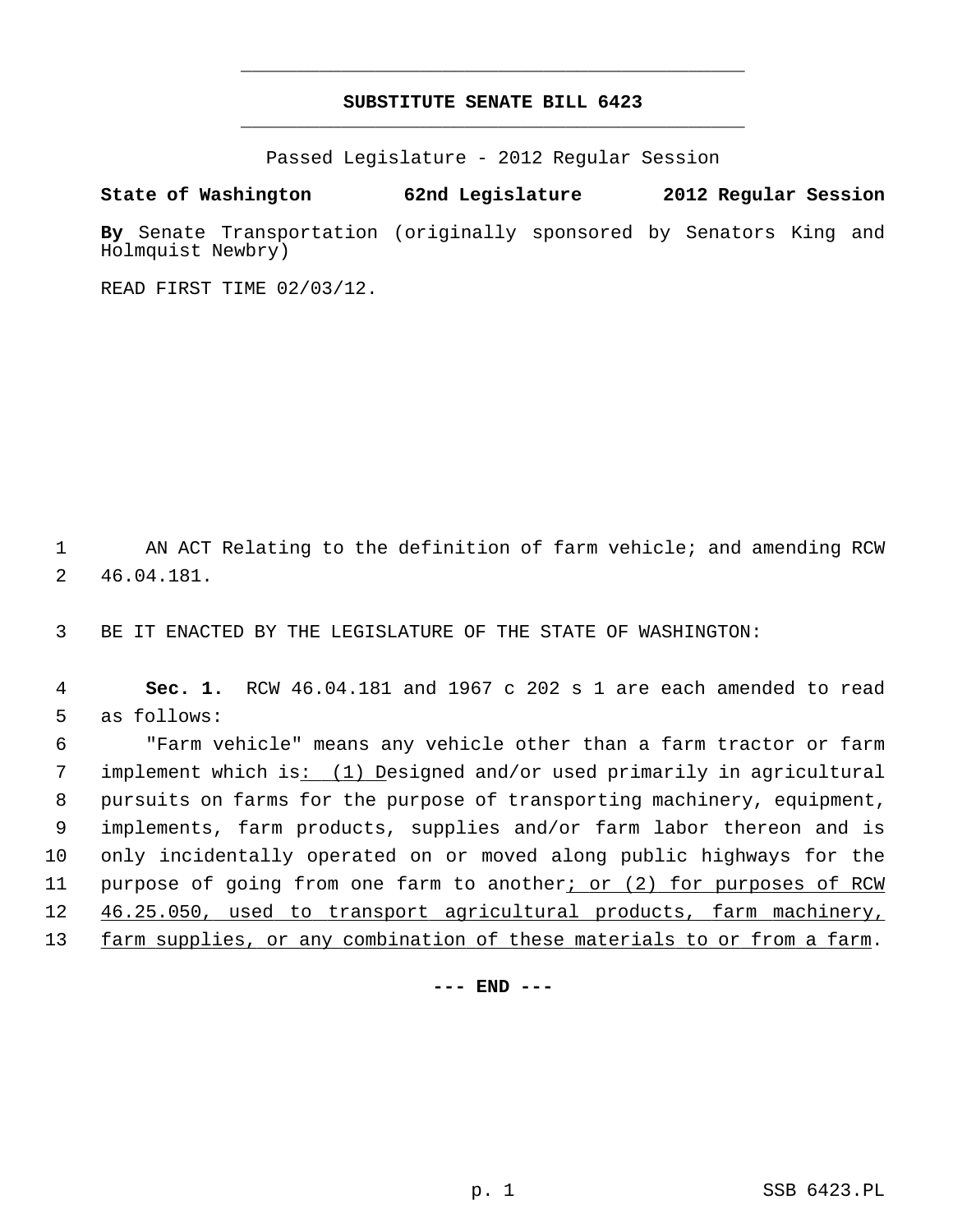# SUBSTITUTE SENATE BILL 6423

Passed Legislature - 2012 Regular Session

**State of Washington 62nd Legislature 2012 Regular Session**

**By** Senate Transportation (originally sponsored by Senators King and Holmquist Newbry)

READ FIRST TIME 02/03/12.

AN ACT Relating to the definition of farm vehicle; and amending RCW 46.04.181.

BE IT ENACTED BY THE LEGISLATURE OF THE STATE OF WASHINGTON:

**Sec. 1.** RCW 46.04.181 and 1967 c 202 s 1 are each amended to read as follows:

"Farm vehicle" means any vehicle other than a farm tractor or farm implement which is: (1) Designed and/or used primarily in agricultural pursuits on farms for the purpose of transporting machinery, equipment, implements, farm products, supplies and/or farm labor thereon and is only incidentally operated on or moved along public highways for the purpose of going from one farm to another; or (2) for purposes of RCW 46.25.050, used to transport agricultural products, farm machinery, farm supplies, or any combination of these materials to or from a farm.

**--- END ---**